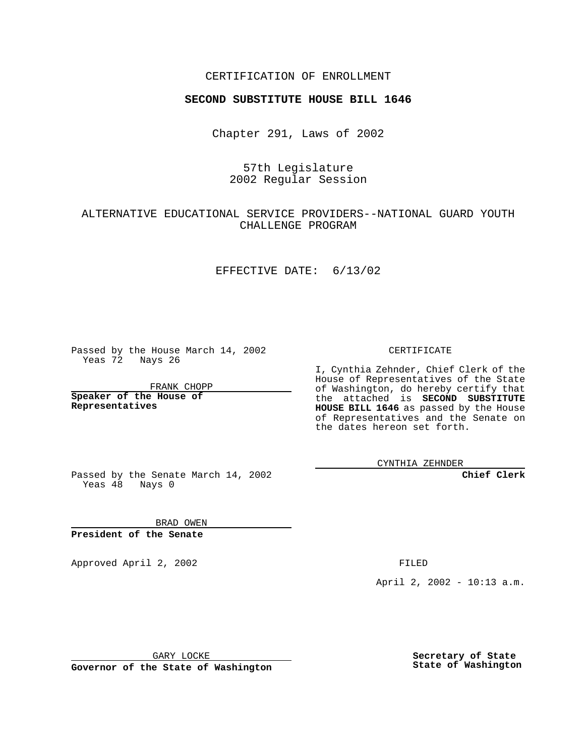CERTIFICATION OF ENROLLMENT

**SECOND SUBSTITUTE HOUSE BILL 1646**

Chapter 291, Laws of 2002

57th Legislature
2002 Regular Session

ALTERNATIVE EDUCATIONAL SERVICE PROVIDERS--NATIONAL GUARD YOUTH CHALLENGE PROGRAM

EFFECTIVE DATE: 6/13/02

Passed by the House March 14, 2002
Yeas 72 Nays 26

FRANK CHOPP

**Speaker of the House of Representatives**

Passed by the Senate March 14, 2002
Yeas 48 Nays 0

BRAD OWEN

**President of the Senate**

Approved April 2, 2002

GARY LOCKE

**Governor of the State of Washington**

CERTIFICATE

I, Cynthia Zehnder, Chief Clerk of the House of Representatives of the State of Washington, do hereby certify that the attached is **SECOND SUBSTITUTE HOUSE BILL 1646** as passed by the House of Representatives and the Senate on the dates hereon set forth.

CYNTHIA ZEHNDER

**Chief Clerk**

FILED

April 2, 2002 - 10:13 a.m.

**Secretary of State**
**State of Washington**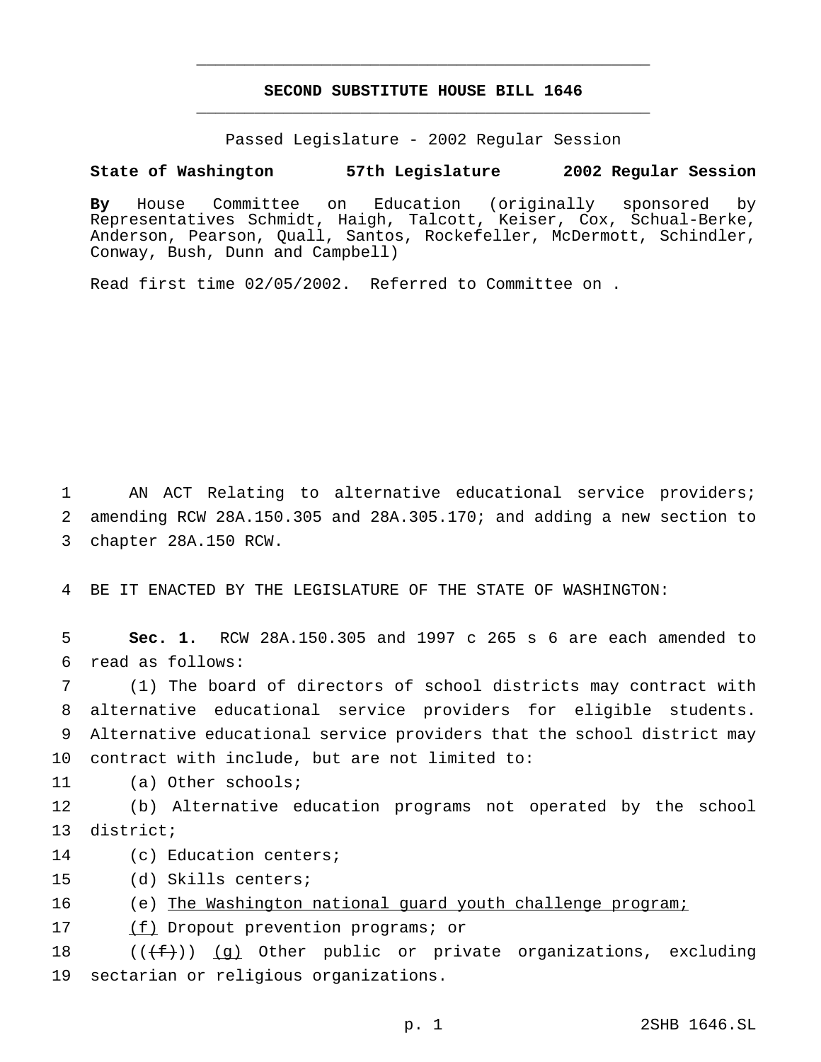# SECOND SUBSTITUTE HOUSE BILL 1646

Passed Legislature - 2002 Regular Session

**State of Washington 57th Legislature 2002 Regular Session**

**By** House Committee on Education (originally sponsored by Representatives Schmidt, Haigh, Talcott, Keiser, Cox, Schual-Berke, Anderson, Pearson, Quall, Santos, Rockefeller, McDermott, Schindler, Conway, Bush, Dunn and Campbell)

Read first time 02/05/2002. Referred to Committee on .

AN ACT Relating to alternative educational service providers; amending RCW 28A.150.305 and 28A.305.170; and adding a new section to chapter 28A.150 RCW.

BE IT ENACTED BY THE LEGISLATURE OF THE STATE OF WASHINGTON:

**Sec. 1.** RCW 28A.150.305 and 1997 c 265 s 6 are each amended to read as follows:

(1) The board of directors of school districts may contract with alternative educational service providers for eligible students. Alternative educational service providers that the school district may contract with include, but are not limited to:

(a) Other schools;

(b) Alternative education programs not operated by the school district;

(c) Education centers;

(d) Skills centers;

(e) The Washington national guard youth challenge program;

(f) Dropout prevention programs; or

((~~(f)~~)) (g) Other public or private organizations, excluding sectarian or religious organizations.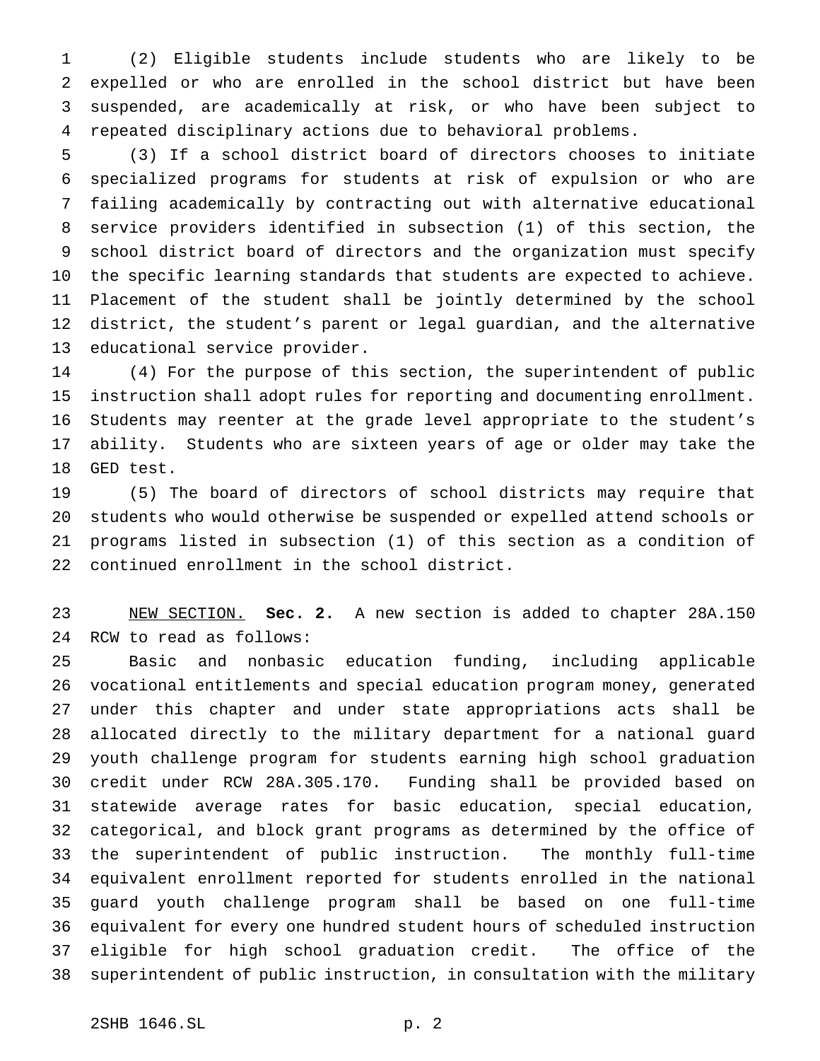(2) Eligible students include students who are likely to be expelled or who are enrolled in the school district but have been suspended, are academically at risk, or who have been subject to repeated disciplinary actions due to behavioral problems.

(3) If a school district board of directors chooses to initiate specialized programs for students at risk of expulsion or who are failing academically by contracting out with alternative educational service providers identified in subsection (1) of this section, the school district board of directors and the organization must specify the specific learning standards that students are expected to achieve. Placement of the student shall be jointly determined by the school district, the student's parent or legal guardian, and the alternative educational service provider.

(4) For the purpose of this section, the superintendent of public instruction shall adopt rules for reporting and documenting enrollment. Students may reenter at the grade level appropriate to the student's ability. Students who are sixteen years of age or older may take the GED test.

(5) The board of directors of school districts may require that students who would otherwise be suspended or expelled attend schools or programs listed in subsection (1) of this section as a condition of continued enrollment in the school district.

NEW SECTION. **Sec. 2.** A new section is added to chapter 28A.150 RCW to read as follows:

Basic and nonbasic education funding, including applicable vocational entitlements and special education program money, generated under this chapter and under state appropriations acts shall be allocated directly to the military department for a national guard youth challenge program for students earning high school graduation credit under RCW 28A.305.170. Funding shall be provided based on statewide average rates for basic education, special education, categorical, and block grant programs as determined by the office of the superintendent of public instruction. The monthly full-time equivalent enrollment reported for students enrolled in the national guard youth challenge program shall be based on one full-time equivalent for every one hundred student hours of scheduled instruction eligible for high school graduation credit. The office of the superintendent of public instruction, in consultation with the military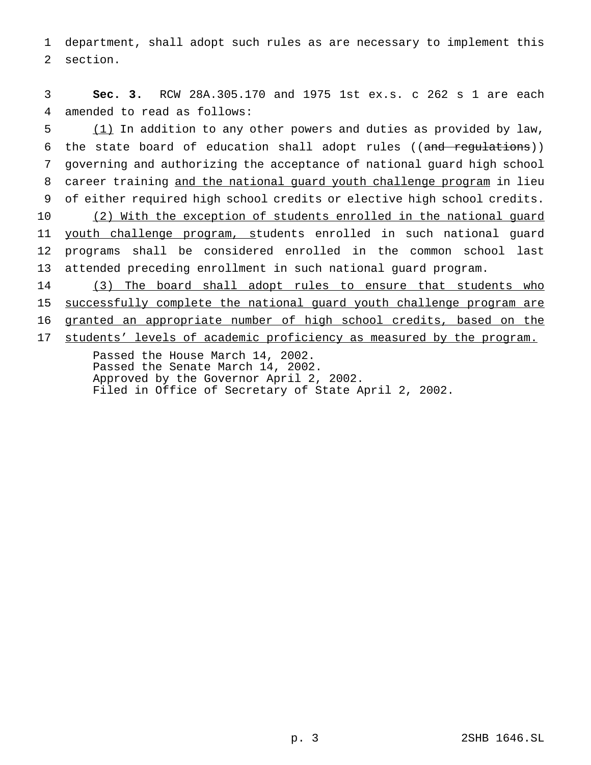department, shall adopt such rules as are necessary to implement this section.

**Sec. 3.** RCW 28A.305.170 and 1975 1st ex.s. c 262 s 1 are each amended to read as follows:

<u>(1)</u> In addition to any other powers and duties as provided by law, the state board of education shall adopt rules ((~~and regulations~~)) governing and authorizing the acceptance of national guard high school career training <u>and the national guard youth challenge program</u> in lieu of either required high school credits or elective high school credits.

<u>(2) With the exception of students enrolled in the national guard youth challenge program, s</u>tudents enrolled in such national guard programs shall be considered enrolled in the common school last attended preceding enrollment in such national guard program.

<u>(3) The board shall adopt rules to ensure that students who successfully complete the national guard youth challenge program are granted an appropriate number of high school credits, based on the students' levels of academic proficiency as measured by the program.</u>

Passed the House March 14, 2002.
Passed the Senate March 14, 2002.
Approved by the Governor April 2, 2002.
Filed in Office of Secretary of State April 2, 2002.